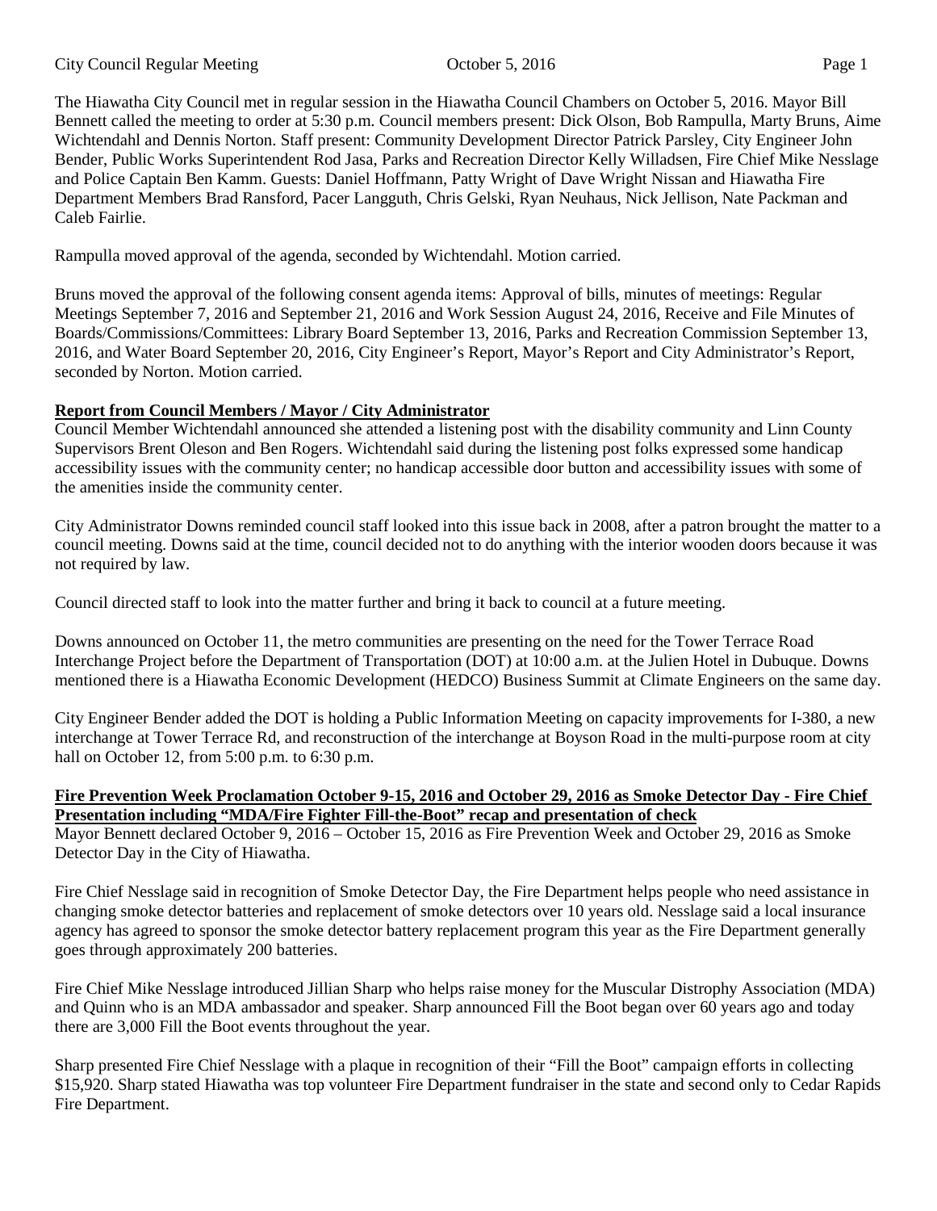The Hiawatha City Council met in regular session in the Hiawatha Council Chambers on October 5, 2016. Mayor Bill Bennett called the meeting to order at 5:30 p.m. Council members present: Dick Olson, Bob Rampulla, Marty Bruns, Aime Wichtendahl and Dennis Norton. Staff present: Community Development Director Patrick Parsley, City Engineer John Bender, Public Works Superintendent Rod Jasa, Parks and Recreation Director Kelly Willadsen, Fire Chief Mike Nesslage and Police Captain Ben Kamm. Guests: Daniel Hoffmann, Patty Wright of Dave Wright Nissan and Hiawatha Fire Department Members Brad Ransford, Pacer Langguth, Chris Gelski, Ryan Neuhaus, Nick Jellison, Nate Packman and Caleb Fairlie.

Rampulla moved approval of the agenda, seconded by Wichtendahl. Motion carried.

Bruns moved the approval of the following consent agenda items: Approval of bills, minutes of meetings: Regular Meetings September 7, 2016 and September 21, 2016 and Work Session August 24, 2016, Receive and File Minutes of Boards/Commissions/Committees: Library Board September 13, 2016, Parks and Recreation Commission September 13, 2016, and Water Board September 20, 2016, City Engineer's Report, Mayor's Report and City Administrator's Report, seconded by Norton. Motion carried.

**Report from Council Members / Mayor / City Administrator**

Council Member Wichtendahl announced she attended a listening post with the disability community and Linn County Supervisors Brent Oleson and Ben Rogers. Wichtendahl said during the listening post folks expressed some handicap accessibility issues with the community center; no handicap accessible door button and accessibility issues with some of the amenities inside the community center.

City Administrator Downs reminded council staff looked into this issue back in 2008, after a patron brought the matter to a council meeting. Downs said at the time, council decided not to do anything with the interior wooden doors because it was not required by law.

Council directed staff to look into the matter further and bring it back to council at a future meeting.

Downs announced on October 11, the metro communities are presenting on the need for the Tower Terrace Road Interchange Project before the Department of Transportation (DOT) at 10:00 a.m. at the Julien Hotel in Dubuque. Downs mentioned there is a Hiawatha Economic Development (HEDCO) Business Summit at Climate Engineers on the same day.

City Engineer Bender added the DOT is holding a Public Information Meeting on capacity improvements for I-380, a new interchange at Tower Terrace Rd, and reconstruction of the interchange at Boyson Road in the multi-purpose room at city hall on October 12, from 5:00 p.m. to 6:30 p.m.

**Fire Prevention Week Proclamation October 9-15, 2016 and October 29, 2016 as Smoke Detector Day - Fire Chief Presentation including "MDA/Fire Fighter Fill-the-Boot" recap and presentation of check**

Mayor Bennett declared October 9, 2016 – October 15, 2016 as Fire Prevention Week and October 29, 2016 as Smoke Detector Day in the City of Hiawatha.

Fire Chief Nesslage said in recognition of Smoke Detector Day, the Fire Department helps people who need assistance in changing smoke detector batteries and replacement of smoke detectors over 10 years old. Nesslage said a local insurance agency has agreed to sponsor the smoke detector battery replacement program this year as the Fire Department generally goes through approximately 200 batteries.

Fire Chief Mike Nesslage introduced Jillian Sharp who helps raise money for the Muscular Distrophy Association (MDA) and Quinn who is an MDA ambassador and speaker. Sharp announced Fill the Boot began over 60 years ago and today there are 3,000 Fill the Boot events throughout the year.

Sharp presented Fire Chief Nesslage with a plaque in recognition of their "Fill the Boot" campaign efforts in collecting $15,920. Sharp stated Hiawatha was top volunteer Fire Department fundraiser in the state and second only to Cedar Rapids Fire Department.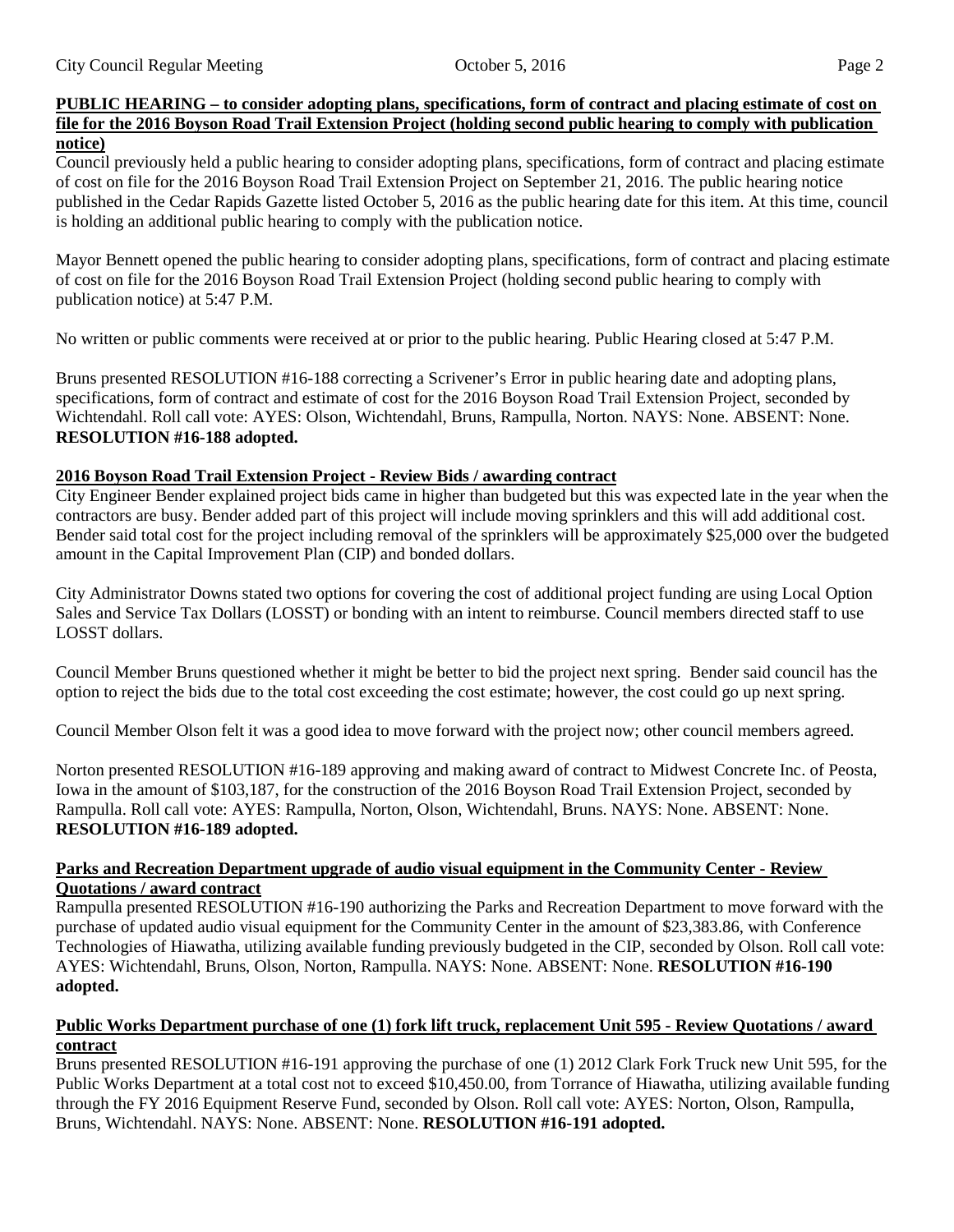**PUBLIC HEARING – to consider adopting plans, specifications, form of contract and placing estimate of cost on file for the 2016 Boyson Road Trail Extension Project (holding second public hearing to comply with publication notice)**

Council previously held a public hearing to consider adopting plans, specifications, form of contract and placing estimate of cost on file for the 2016 Boyson Road Trail Extension Project on September 21, 2016. The public hearing notice published in the Cedar Rapids Gazette listed October 5, 2016 as the public hearing date for this item. At this time, council is holding an additional public hearing to comply with the publication notice.

Mayor Bennett opened the public hearing to consider adopting plans, specifications, form of contract and placing estimate of cost on file for the 2016 Boyson Road Trail Extension Project (holding second public hearing to comply with publication notice) at 5:47 P.M.

No written or public comments were received at or prior to the public hearing. Public Hearing closed at 5:47 P.M.

Bruns presented RESOLUTION #16-188 correcting a Scrivener's Error in public hearing date and adopting plans, specifications, form of contract and estimate of cost for the 2016 Boyson Road Trail Extension Project, seconded by Wichtendahl. Roll call vote: AYES: Olson, Wichtendahl, Bruns, Rampulla, Norton. NAYS: None. ABSENT: None. **RESOLUTION #16-188 adopted.**

**2016 Boyson Road Trail Extension Project - Review Bids / awarding contract**

City Engineer Bender explained project bids came in higher than budgeted but this was expected late in the year when the contractors are busy. Bender added part of this project will include moving sprinklers and this will add additional cost. Bender said total cost for the project including removal of the sprinklers will be approximately $25,000 over the budgeted amount in the Capital Improvement Plan (CIP) and bonded dollars.

City Administrator Downs stated two options for covering the cost of additional project funding are using Local Option Sales and Service Tax Dollars (LOSST) or bonding with an intent to reimburse. Council members directed staff to use LOSST dollars.

Council Member Bruns questioned whether it might be better to bid the project next spring. Bender said council has the option to reject the bids due to the total cost exceeding the cost estimate; however, the cost could go up next spring.

Council Member Olson felt it was a good idea to move forward with the project now; other council members agreed.

Norton presented RESOLUTION #16-189 approving and making award of contract to Midwest Concrete Inc. of Peosta, Iowa in the amount of $103,187, for the construction of the 2016 Boyson Road Trail Extension Project, seconded by Rampulla. Roll call vote: AYES: Rampulla, Norton, Olson, Wichtendahl, Bruns. NAYS: None. ABSENT: None. **RESOLUTION #16-189 adopted.**

**Parks and Recreation Department upgrade of audio visual equipment in the Community Center - Review Quotations / award contract**

Rampulla presented RESOLUTION #16-190 authorizing the Parks and Recreation Department to move forward with the purchase of updated audio visual equipment for the Community Center in the amount of $23,383.86, with Conference Technologies of Hiawatha, utilizing available funding previously budgeted in the CIP, seconded by Olson. Roll call vote: AYES: Wichtendahl, Bruns, Olson, Norton, Rampulla. NAYS: None. ABSENT: None. **RESOLUTION #16-190 adopted.**

**Public Works Department purchase of one (1) fork lift truck, replacement Unit 595 - Review Quotations / award contract**

Bruns presented RESOLUTION #16-191 approving the purchase of one (1) 2012 Clark Fork Truck new Unit 595, for the Public Works Department at a total cost not to exceed $10,450.00, from Torrance of Hiawatha, utilizing available funding through the FY 2016 Equipment Reserve Fund, seconded by Olson. Roll call vote: AYES: Norton, Olson, Rampulla, Bruns, Wichtendahl. NAYS: None. ABSENT: None. **RESOLUTION #16-191 adopted.**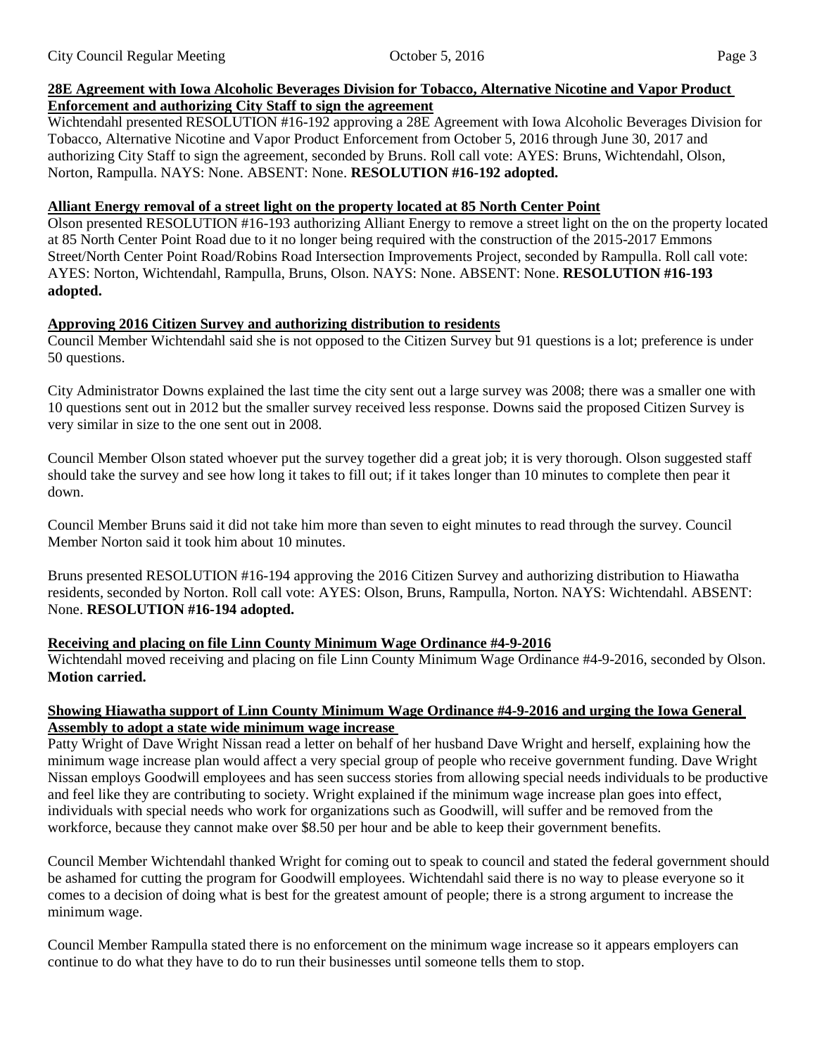**28E Agreement with Iowa Alcoholic Beverages Division for Tobacco, Alternative Nicotine and Vapor Product Enforcement and authorizing City Staff to sign the agreement**

Wichtendahl presented RESOLUTION #16-192 approving a 28E Agreement with Iowa Alcoholic Beverages Division for Tobacco, Alternative Nicotine and Vapor Product Enforcement from October 5, 2016 through June 30, 2017 and authorizing City Staff to sign the agreement, seconded by Bruns. Roll call vote: AYES: Bruns, Wichtendahl, Olson, Norton, Rampulla. NAYS: None. ABSENT: None. **RESOLUTION #16-192 adopted.**

**Alliant Energy removal of a street light on the property located at 85 North Center Point**

Olson presented RESOLUTION #16-193 authorizing Alliant Energy to remove a street light on the on the property located at 85 North Center Point Road due to it no longer being required with the construction of the 2015-2017 Emmons Street/North Center Point Road/Robins Road Intersection Improvements Project, seconded by Rampulla. Roll call vote: AYES: Norton, Wichtendahl, Rampulla, Bruns, Olson. NAYS: None. ABSENT: None. **RESOLUTION #16-193 adopted.**

**Approving 2016 Citizen Survey and authorizing distribution to residents**

Council Member Wichtendahl said she is not opposed to the Citizen Survey but 91 questions is a lot; preference is under 50 questions.

City Administrator Downs explained the last time the city sent out a large survey was 2008; there was a smaller one with 10 questions sent out in 2012 but the smaller survey received less response. Downs said the proposed Citizen Survey is very similar in size to the one sent out in 2008.

Council Member Olson stated whoever put the survey together did a great job; it is very thorough. Olson suggested staff should take the survey and see how long it takes to fill out; if it takes longer than 10 minutes to complete then pear it down.

Council Member Bruns said it did not take him more than seven to eight minutes to read through the survey. Council Member Norton said it took him about 10 minutes.

Bruns presented RESOLUTION #16-194 approving the 2016 Citizen Survey and authorizing distribution to Hiawatha residents, seconded by Norton. Roll call vote: AYES: Olson, Bruns, Rampulla, Norton. NAYS: Wichtendahl. ABSENT: None. **RESOLUTION #16-194 adopted.**

**Receiving and placing on file Linn County Minimum Wage Ordinance #4-9-2016**

Wichtendahl moved receiving and placing on file Linn County Minimum Wage Ordinance #4-9-2016, seconded by Olson. **Motion carried.**

**Showing Hiawatha support of Linn County Minimum Wage Ordinance #4-9-2016 and urging the Iowa General Assembly to adopt a state wide minimum wage increase**

Patty Wright of Dave Wright Nissan read a letter on behalf of her husband Dave Wright and herself, explaining how the minimum wage increase plan would affect a very special group of people who receive government funding. Dave Wright Nissan employs Goodwill employees and has seen success stories from allowing special needs individuals to be productive and feel like they are contributing to society. Wright explained if the minimum wage increase plan goes into effect, individuals with special needs who work for organizations such as Goodwill, will suffer and be removed from the workforce, because they cannot make over $8.50 per hour and be able to keep their government benefits.

Council Member Wichtendahl thanked Wright for coming out to speak to council and stated the federal government should be ashamed for cutting the program for Goodwill employees. Wichtendahl said there is no way to please everyone so it comes to a decision of doing what is best for the greatest amount of people; there is a strong argument to increase the minimum wage.

Council Member Rampulla stated there is no enforcement on the minimum wage increase so it appears employers can continue to do what they have to do to run their businesses until someone tells them to stop.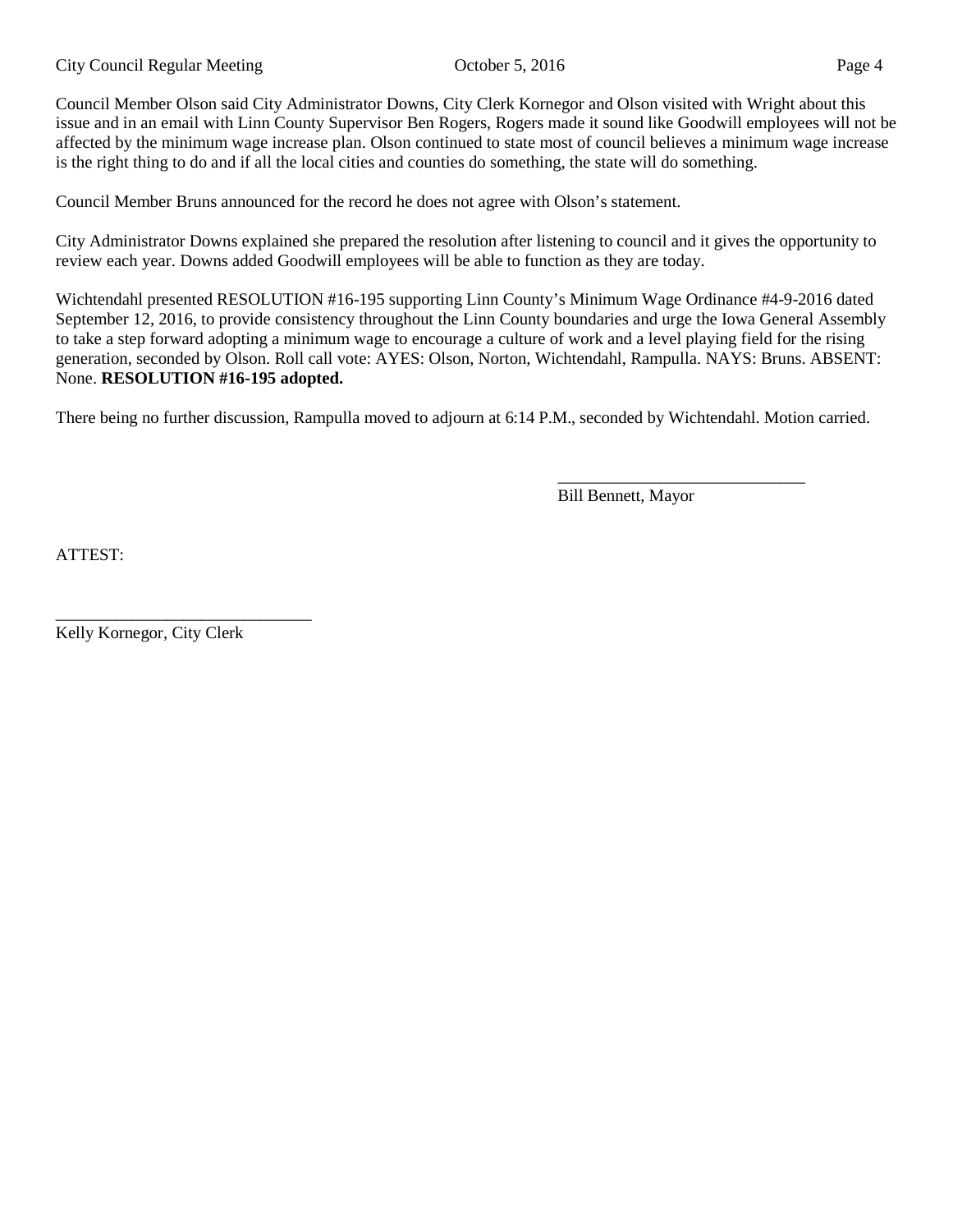Council Member Olson said City Administrator Downs, City Clerk Kornegor and Olson visited with Wright about this issue and in an email with Linn County Supervisor Ben Rogers, Rogers made it sound like Goodwill employees will not be affected by the minimum wage increase plan. Olson continued to state most of council believes a minimum wage increase is the right thing to do and if all the local cities and counties do something, the state will do something.

Council Member Bruns announced for the record he does not agree with Olson's statement.

City Administrator Downs explained she prepared the resolution after listening to council and it gives the opportunity to review each year. Downs added Goodwill employees will be able to function as they are today.

Wichtendahl presented RESOLUTION #16-195 supporting Linn County's Minimum Wage Ordinance #4-9-2016 dated September 12, 2016, to provide consistency throughout the Linn County boundaries and urge the Iowa General Assembly to take a step forward adopting a minimum wage to encourage a culture of work and a level playing field for the rising generation, seconded by Olson. Roll call vote: AYES: Olson, Norton, Wichtendahl, Rampulla. NAYS: Bruns. ABSENT: None. **RESOLUTION #16-195 adopted.**

There being no further discussion, Rampulla moved to adjourn at 6:14 P.M., seconded by Wichtendahl. Motion carried.

\_\_\_\_\_\_\_\_\_\_\_\_\_\_\_\_\_\_\_\_\_\_\_\_\_\_\_\_\_
Bill Bennett, Mayor

ATTEST:

\_\_\_\_\_\_\_\_\_\_\_\_\_\_\_\_\_\_\_\_\_\_\_\_\_\_\_\_\_
Kelly Kornegor, City Clerk